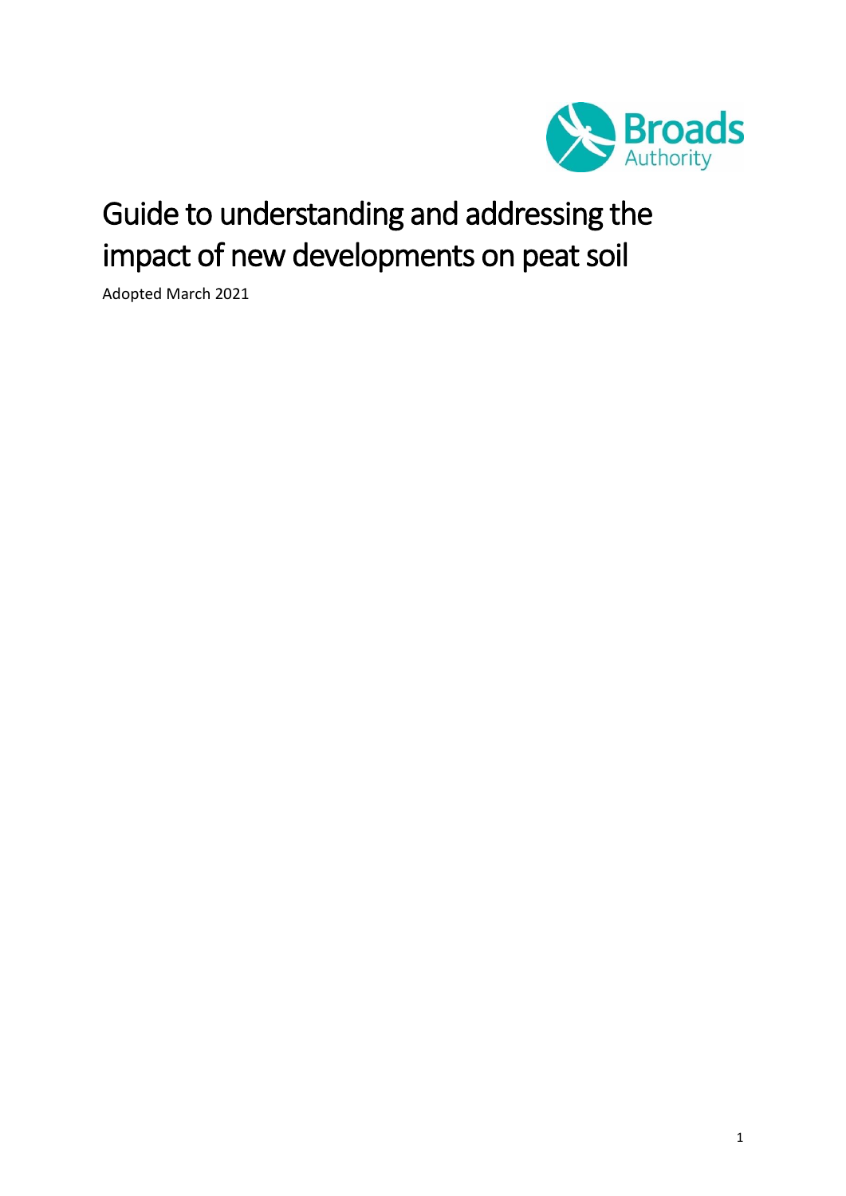# Guide to understanding and addressing the impact of new developments on peat soil

Adopted March 2021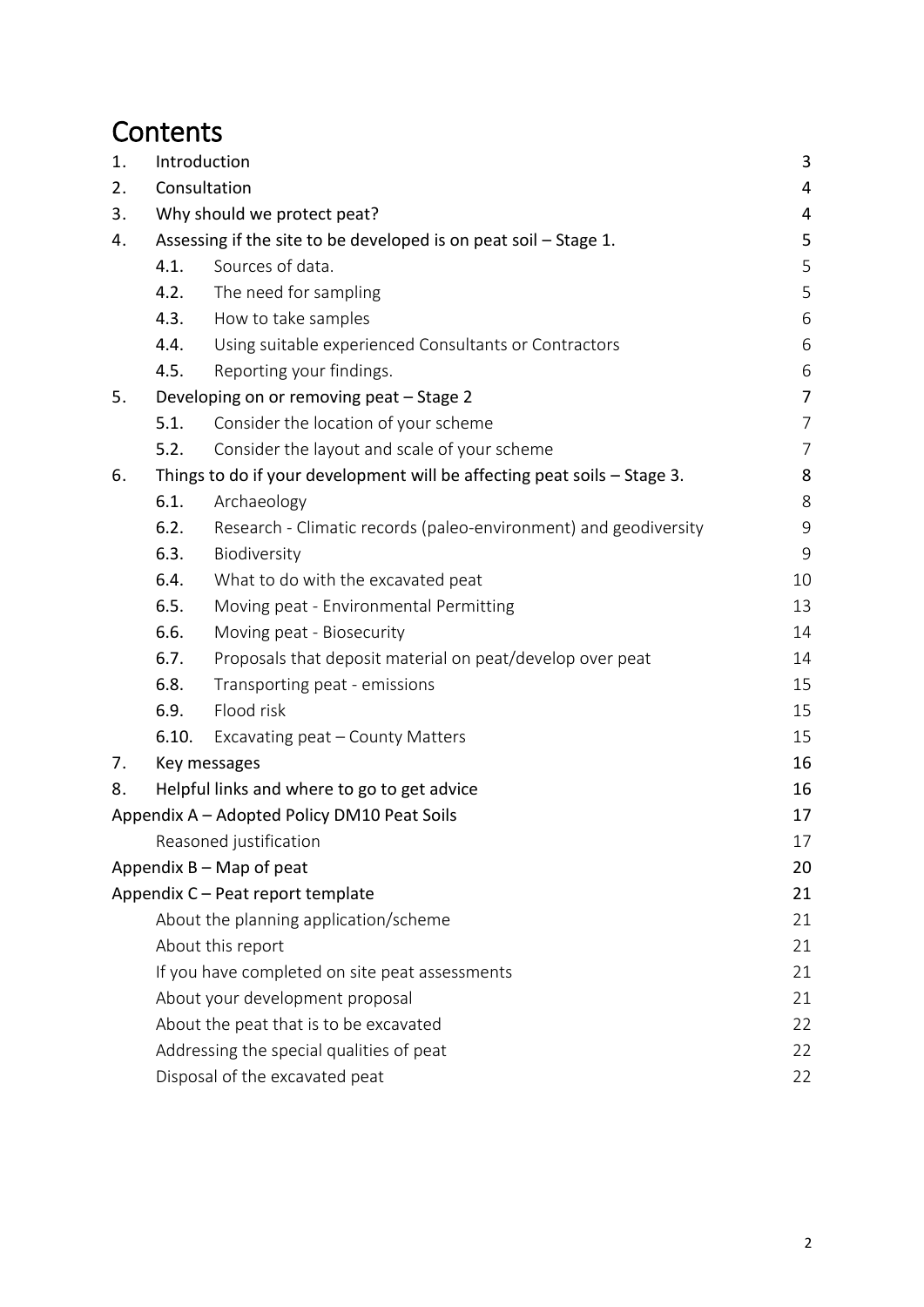# Contents

| | | |
|---|---|---|
| 1. | Introduction | 3 |
| 2. | Consultation | 4 |
| 3. | Why should we protect peat? | 4 |
| 4. | Assessing if the site to be developed is on peat soil – Stage 1. | 5 |
| 4.1. | Sources of data. | 5 |
| 4.2. | The need for sampling | 5 |
| 4.3. | How to take samples | 6 |
| 4.4. | Using suitable experienced Consultants or Contractors | 6 |
| 4.5. | Reporting your findings. | 6 |
| 5. | Developing on or removing peat – Stage 2 | 7 |
| 5.1. | Consider the location of your scheme | 7 |
| 5.2. | Consider the layout and scale of your scheme | 7 |
| 6. | Things to do if your development will be affecting peat soils – Stage 3. | 8 |
| 6.1. | Archaeology | 8 |
| 6.2. | Research - Climatic records (paleo-environment) and geodiversity | 9 |
| 6.3. | Biodiversity | 9 |
| 6.4. | What to do with the excavated peat | 10 |
| 6.5. | Moving peat - Environmental Permitting | 13 |
| 6.6. | Moving peat - Biosecurity | 14 |
| 6.7. | Proposals that deposit material on peat/develop over peat | 14 |
| 6.8. | Transporting peat - emissions | 15 |
| 6.9. | Flood risk | 15 |
| 6.10. | Excavating peat – County Matters | 15 |
| 7. | Key messages | 16 |
| 8. | Helpful links and where to go to get advice | 16 |
| | Appendix A – Adopted Policy DM10 Peat Soils | 17 |
| | Reasoned justification | 17 |
| | Appendix B – Map of peat | 20 |
| | Appendix C – Peat report template | 21 |
| | About the planning application/scheme | 21 |
| | About this report | 21 |
| | If you have completed on site peat assessments | 21 |
| | About your development proposal | 21 |
| | About the peat that is to be excavated | 22 |
| | Addressing the special qualities of peat | 22 |
| | Disposal of the excavated peat | 22 |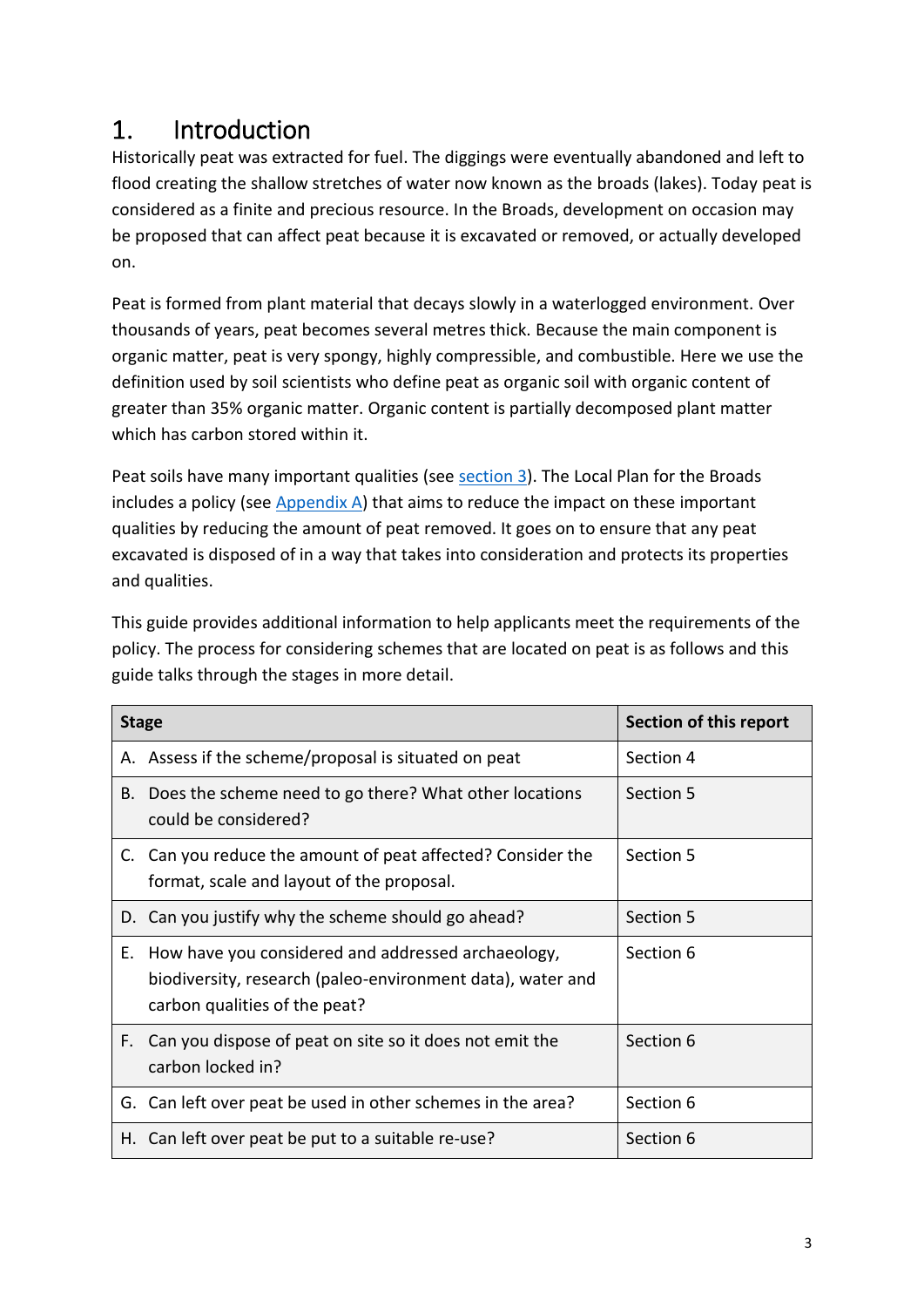# 1. Introduction

Historically peat was extracted for fuel. The diggings were eventually abandoned and left to flood creating the shallow stretches of water now known as the broads (lakes). Today peat is considered as a finite and precious resource. In the Broads, development on occasion may be proposed that can affect peat because it is excavated or removed, or actually developed on.

Peat is formed from plant material that decays slowly in a waterlogged environment. Over thousands of years, peat becomes several metres thick. Because the main component is organic matter, peat is very spongy, highly compressible, and combustible. Here we use the definition used by soil scientists who define peat as organic soil with organic content of greater than 35% organic matter. Organic content is partially decomposed plant matter which has carbon stored within it.

Peat soils have many important qualities (see section 3). The Local Plan for the Broads includes a policy (see Appendix A) that aims to reduce the impact on these important qualities by reducing the amount of peat removed. It goes on to ensure that any peat excavated is disposed of in a way that takes into consideration and protects its properties and qualities.

This guide provides additional information to help applicants meet the requirements of the policy. The process for considering schemes that are located on peat is as follows and this guide talks through the stages in more detail.

| Stage | Section of this report |
|---|---|
| A. Assess if the scheme/proposal is situated on peat | Section 4 |
| B. Does the scheme need to go there? What other locations could be considered? | Section 5 |
| C. Can you reduce the amount of peat affected? Consider the format, scale and layout of the proposal. | Section 5 |
| D. Can you justify why the scheme should go ahead? | Section 5 |
| E. How have you considered and addressed archaeology, biodiversity, research (paleo-environment data), water and carbon qualities of the peat? | Section 6 |
| F. Can you dispose of peat on site so it does not emit the carbon locked in? | Section 6 |
| G. Can left over peat be used in other schemes in the area? | Section 6 |
| H. Can left over peat be put to a suitable re-use? | Section 6 |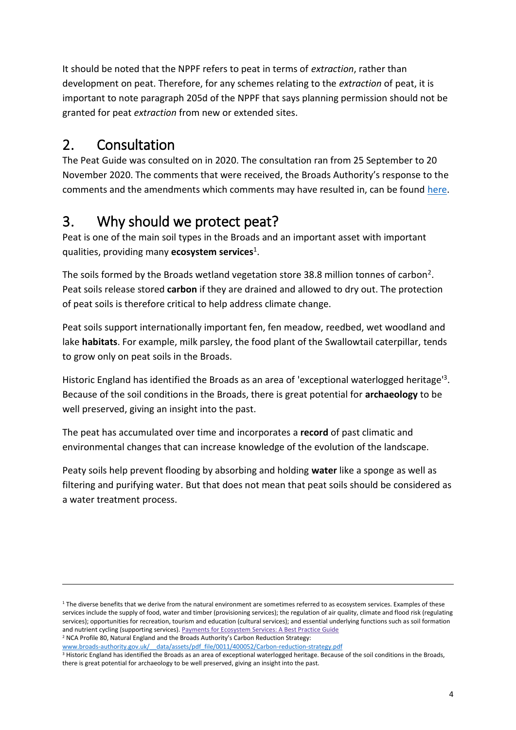It should be noted that the NPPF refers to peat in terms of *extraction*, rather than development on peat. Therefore, for any schemes relating to the *extraction* of peat, it is important to note paragraph 205d of the NPPF that says planning permission should not be granted for peat *extraction* from new or extended sites.

## 2. Consultation

The Peat Guide was consulted on in 2020. The consultation ran from 25 September to 20 November 2020. The comments that were received, the Broads Authority's response to the comments and the amendments which comments may have resulted in, can be found [here](here).

## 3. Why should we protect peat?

Peat is one of the main soil types in the Broads and an important asset with important qualities, providing many **ecosystem services**[1].

The soils formed by the Broads wetland vegetation store 38.8 million tonnes of carbon[2]. Peat soils release stored **carbon** if they are drained and allowed to dry out. The protection of peat soils is therefore critical to help address climate change.

Peat soils support internationally important fen, fen meadow, reedbed, wet woodland and lake **habitats**. For example, milk parsley, the food plant of the Swallowtail caterpillar, tends to grow only on peat soils in the Broads.

Historic England has identified the Broads as an area of 'exceptional waterlogged heritage'[3]. Because of the soil conditions in the Broads, there is great potential for **archaeology** to be well preserved, giving an insight into the past.

The peat has accumulated over time and incorporates a **record** of past climatic and environmental changes that can increase knowledge of the evolution of the landscape.

Peaty soils help prevent flooding by absorbing and holding **water** like a sponge as well as filtering and purifying water. But that does not mean that peat soils should be considered as a water treatment process.

---

[1] The diverse benefits that we derive from the natural environment are sometimes referred to as ecosystem services. Examples of these services include the supply of food, water and timber (provisioning services); the regulation of air quality, climate and flood risk (regulating services); opportunities for recreation, tourism and education (cultural services); and essential underlying functions such as soil formation and nutrient cycling (supporting services). [Payments for Ecosystem Services: A Best Practice Guide](Payments for Ecosystem Services: A Best Practice Guide)

[2] NCA Profile 80, Natural England and the Broads Authority's Carbon Reduction Strategy: [www.broads-authority.gov.uk/__data/assets/pdf_file/0011/400052/Carbon-reduction-strategy.pdf](www.broads-authority.gov.uk/__data/assets/pdf_file/0011/400052/Carbon-reduction-strategy.pdf)

[3] Historic England has identified the Broads as an area of exceptional waterlogged heritage. Because of the soil conditions in the Broads, there is great potential for archaeology to be well preserved, giving an insight into the past.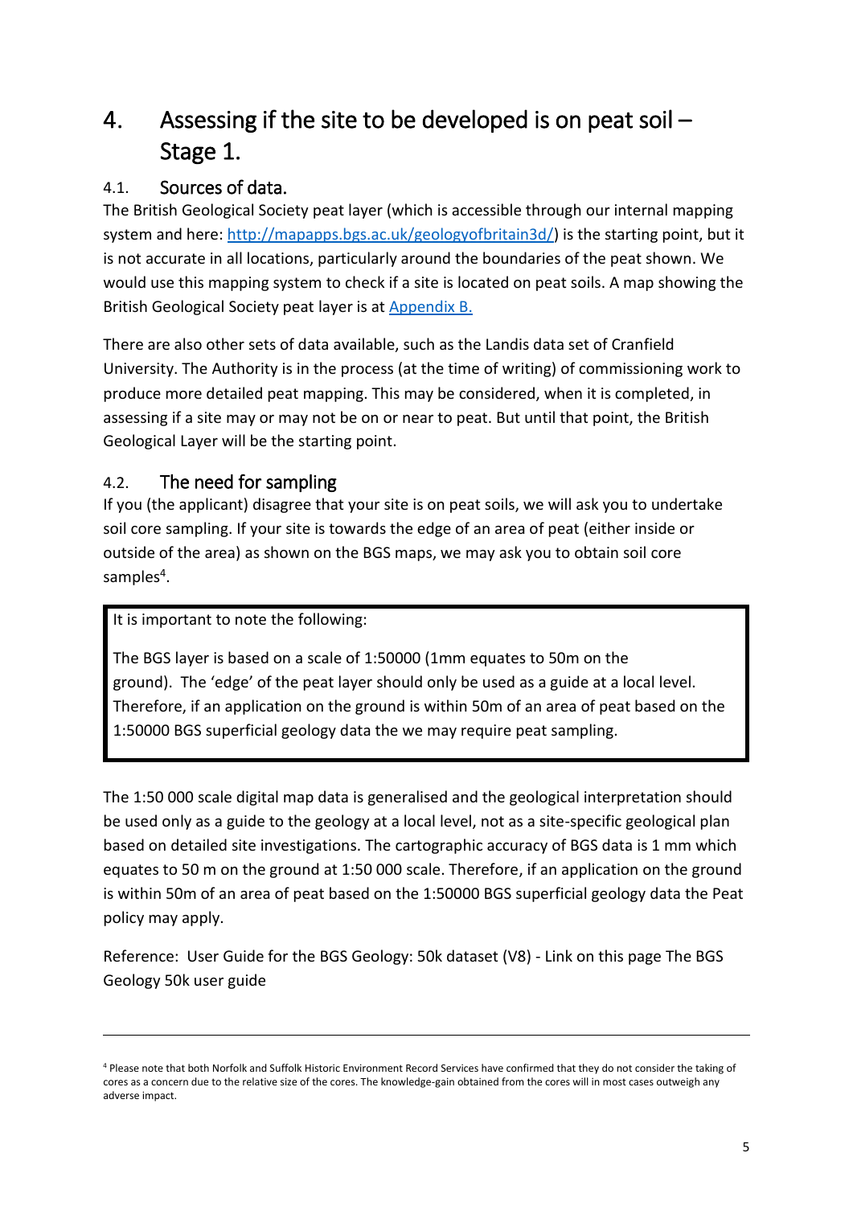# 4. Assessing if the site to be developed is on peat soil – Stage 1.

## 4.1. Sources of data.

The British Geological Society peat layer (which is accessible through our internal mapping system and here: [http://mapapps.bgs.ac.uk/geologyofbritain3d/](http://mapapps.bgs.ac.uk/geologyofbritain3d/)) is the starting point, but it is not accurate in all locations, particularly around the boundaries of the peat shown. We would use this mapping system to check if a site is located on peat soils. A map showing the British Geological Society peat layer is at Appendix B.

There are also other sets of data available, such as the Landis data set of Cranfield University. The Authority is in the process (at the time of writing) of commissioning work to produce more detailed peat mapping. This may be considered, when it is completed, in assessing if a site may or may not be on or near to peat. But until that point, the British Geological Layer will be the starting point.

## 4.2. The need for sampling

If you (the applicant) disagree that your site is on peat soils, we will ask you to undertake soil core sampling. If your site is towards the edge of an area of peat (either inside or outside of the area) as shown on the BGS maps, we may ask you to obtain soil core samples[4].

> It is important to note the following:
>
> The BGS layer is based on a scale of 1:50000 (1mm equates to 50m on the ground). The 'edge' of the peat layer should only be used as a guide at a local level. Therefore, if an application on the ground is within 50m of an area of peat based on the 1:50000 BGS superficial geology data the we may require peat sampling.

The 1:50 000 scale digital map data is generalised and the geological interpretation should be used only as a guide to the geology at a local level, not as a site-specific geological plan based on detailed site investigations. The cartographic accuracy of BGS data is 1 mm which equates to 50 m on the ground at 1:50 000 scale. Therefore, if an application on the ground is within 50m of an area of peat based on the 1:50000 BGS superficial geology data the Peat policy may apply.

Reference: User Guide for the BGS Geology: 50k dataset (V8) - Link on this page The BGS Geology 50k user guide

---

[4] Please note that both Norfolk and Suffolk Historic Environment Record Services have confirmed that they do not consider the taking of cores as a concern due to the relative size of the cores. The knowledge-gain obtained from the cores will in most cases outweigh any adverse impact.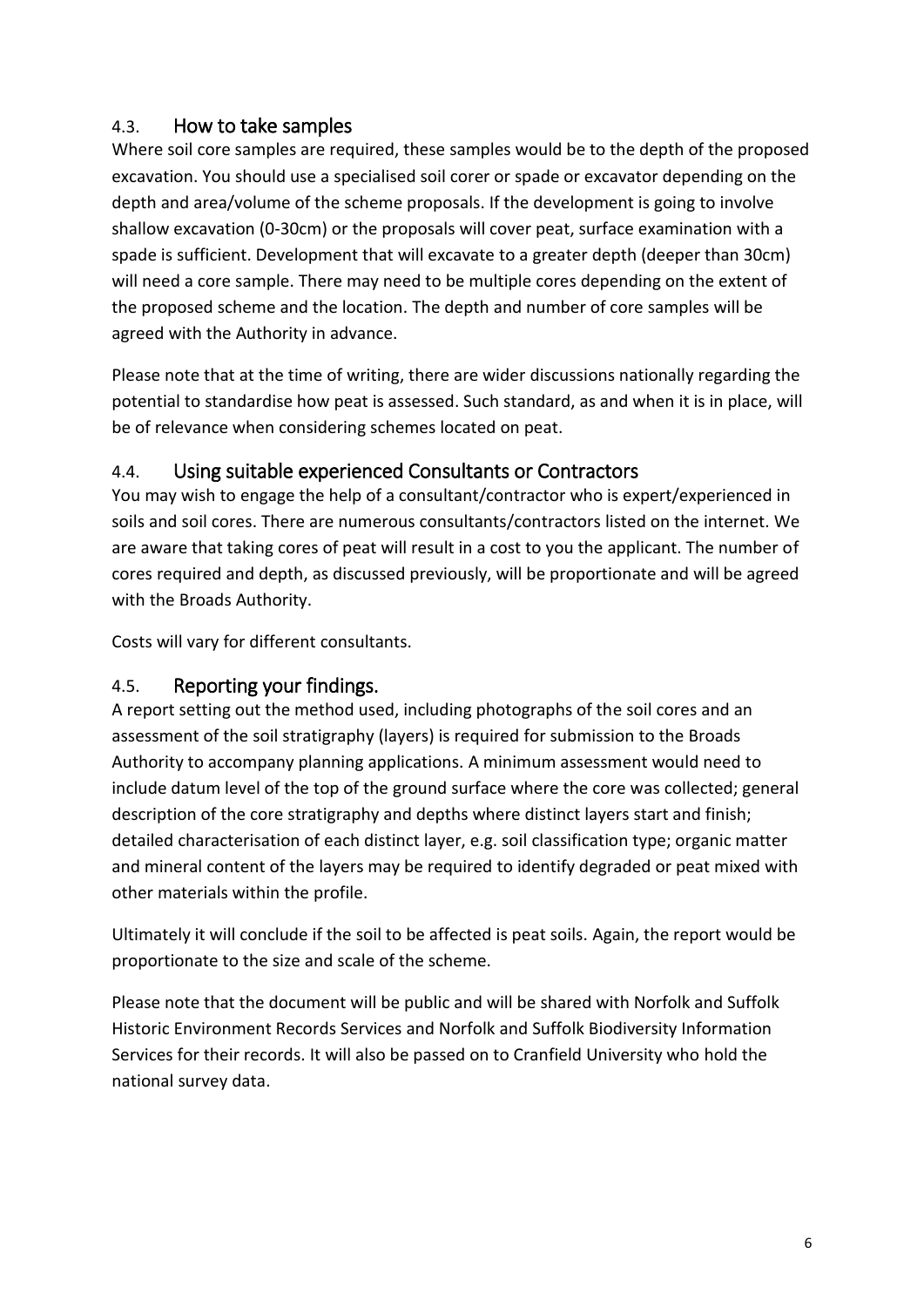### 4.3. How to take samples

Where soil core samples are required, these samples would be to the depth of the proposed excavation. You should use a specialised soil corer or spade or excavator depending on the depth and area/volume of the scheme proposals. If the development is going to involve shallow excavation (0-30cm) or the proposals will cover peat, surface examination with a spade is sufficient. Development that will excavate to a greater depth (deeper than 30cm) will need a core sample. There may need to be multiple cores depending on the extent of the proposed scheme and the location. The depth and number of core samples will be agreed with the Authority in advance.

Please note that at the time of writing, there are wider discussions nationally regarding the potential to standardise how peat is assessed. Such standard, as and when it is in place, will be of relevance when considering schemes located on peat.

### 4.4. Using suitable experienced Consultants or Contractors

You may wish to engage the help of a consultant/contractor who is expert/experienced in soils and soil cores. There are numerous consultants/contractors listed on the internet. We are aware that taking cores of peat will result in a cost to you the applicant. The number of cores required and depth, as discussed previously, will be proportionate and will be agreed with the Broads Authority.

Costs will vary for different consultants.

### 4.5. Reporting your findings.

A report setting out the method used, including photographs of the soil cores and an assessment of the soil stratigraphy (layers) is required for submission to the Broads Authority to accompany planning applications. A minimum assessment would need to include datum level of the top of the ground surface where the core was collected; general description of the core stratigraphy and depths where distinct layers start and finish; detailed characterisation of each distinct layer, e.g. soil classification type; organic matter and mineral content of the layers may be required to identify degraded or peat mixed with other materials within the profile.

Ultimately it will conclude if the soil to be affected is peat soils. Again, the report would be proportionate to the size and scale of the scheme.

Please note that the document will be public and will be shared with Norfolk and Suffolk Historic Environment Records Services and Norfolk and Suffolk Biodiversity Information Services for their records. It will also be passed on to Cranfield University who hold the national survey data.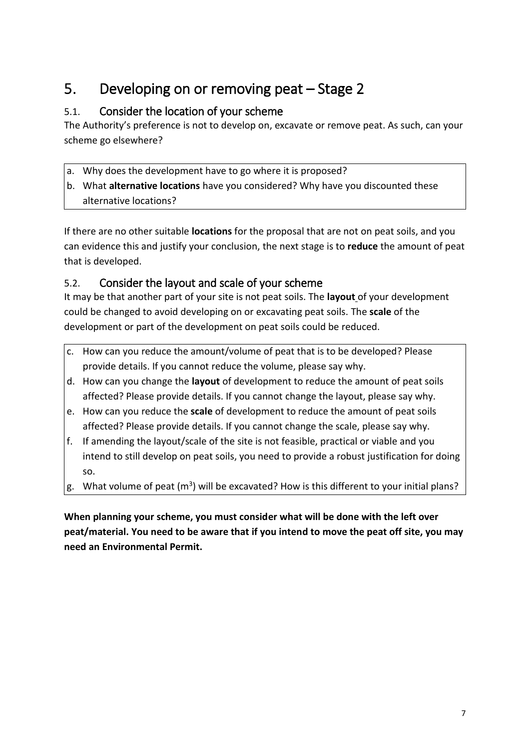# 5. Developing on or removing peat – Stage 2

## 5.1. Consider the location of your scheme

The Authority's preference is not to develop on, excavate or remove peat. As such, can your scheme go elsewhere?

a. Why does the development have to go where it is proposed?
b. What **alternative locations** have you considered? Why have you discounted these alternative locations?

If there are no other suitable **locations** for the proposal that are not on peat soils, and you can evidence this and justify your conclusion, the next stage is to **reduce** the amount of peat that is developed.

## 5.2. Consider the layout and scale of your scheme

It may be that another part of your site is not peat soils. The **layout** of your development could be changed to avoid developing on or excavating peat soils. The **scale** of the development or part of the development on peat soils could be reduced.

c. How can you reduce the amount/volume of peat that is to be developed? Please provide details. If you cannot reduce the volume, please say why.
d. How can you change the **layout** of development to reduce the amount of peat soils affected? Please provide details. If you cannot change the layout, please say why.
e. How can you reduce the **scale** of development to reduce the amount of peat soils affected? Please provide details. If you cannot change the scale, please say why.
f. If amending the layout/scale of the site is not feasible, practical or viable and you intend to still develop on peat soils, you need to provide a robust justification for doing so.
g. What volume of peat ($m^3$) will be excavated? How is this different to your initial plans?

**When planning your scheme, you must consider what will be done with the left over peat/material. You need to be aware that if you intend to move the peat off site, you may need an Environmental Permit.**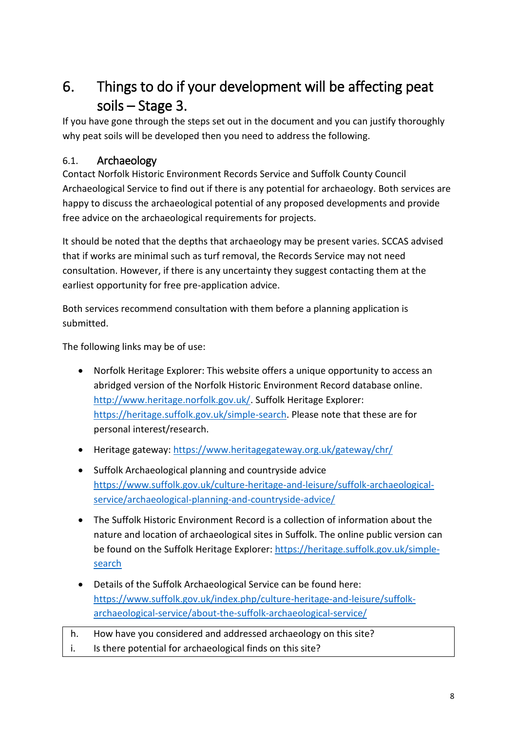# 6. Things to do if your development will be affecting peat soils – Stage 3.

If you have gone through the steps set out in the document and you can justify thoroughly why peat soils will be developed then you need to address the following.

## 6.1. Archaeology

Contact Norfolk Historic Environment Records Service and Suffolk County Council Archaeological Service to find out if there is any potential for archaeology. Both services are happy to discuss the archaeological potential of any proposed developments and provide free advice on the archaeological requirements for projects.

It should be noted that the depths that archaeology may be present varies. SCCAS advised that if works are minimal such as turf removal, the Records Service may not need consultation. However, if there is any uncertainty they suggest contacting them at the earliest opportunity for free pre-application advice.

Both services recommend consultation with them before a planning application is submitted.

The following links may be of use:

- Norfolk Heritage Explorer: This website offers a unique opportunity to access an abridged version of the Norfolk Historic Environment Record database online. [http://www.heritage.norfolk.gov.uk/](http://www.heritage.norfolk.gov.uk/). Suffolk Heritage Explorer: [https://heritage.suffolk.gov.uk/simple-search](https://heritage.suffolk.gov.uk/simple-search). Please note that these are for personal interest/research.
- Heritage gateway: [https://www.heritagegateway.org.uk/gateway/chr/](https://www.heritagegateway.org.uk/gateway/chr/)
- Suffolk Archaeological planning and countryside advice [https://www.suffolk.gov.uk/culture-heritage-and-leisure/suffolk-archaeological-service/archaeological-planning-and-countryside-advice/](https://www.suffolk.gov.uk/culture-heritage-and-leisure/suffolk-archaeological-service/archaeological-planning-and-countryside-advice/)
- The Suffolk Historic Environment Record is a collection of information about the nature and location of archaeological sites in Suffolk. The online public version can be found on the Suffolk Heritage Explorer: [https://heritage.suffolk.gov.uk/simple-search](https://heritage.suffolk.gov.uk/simple-search)
- Details of the Suffolk Archaeological Service can be found here: [https://www.suffolk.gov.uk/index.php/culture-heritage-and-leisure/suffolk-archaeological-service/about-the-suffolk-archaeological-service/](https://www.suffolk.gov.uk/index.php/culture-heritage-and-leisure/suffolk-archaeological-service/about-the-suffolk-archaeological-service/)

| | |
|---|---|
| h. | How have you considered and addressed archaeology on this site? |
| i. | Is there potential for archaeological finds on this site? |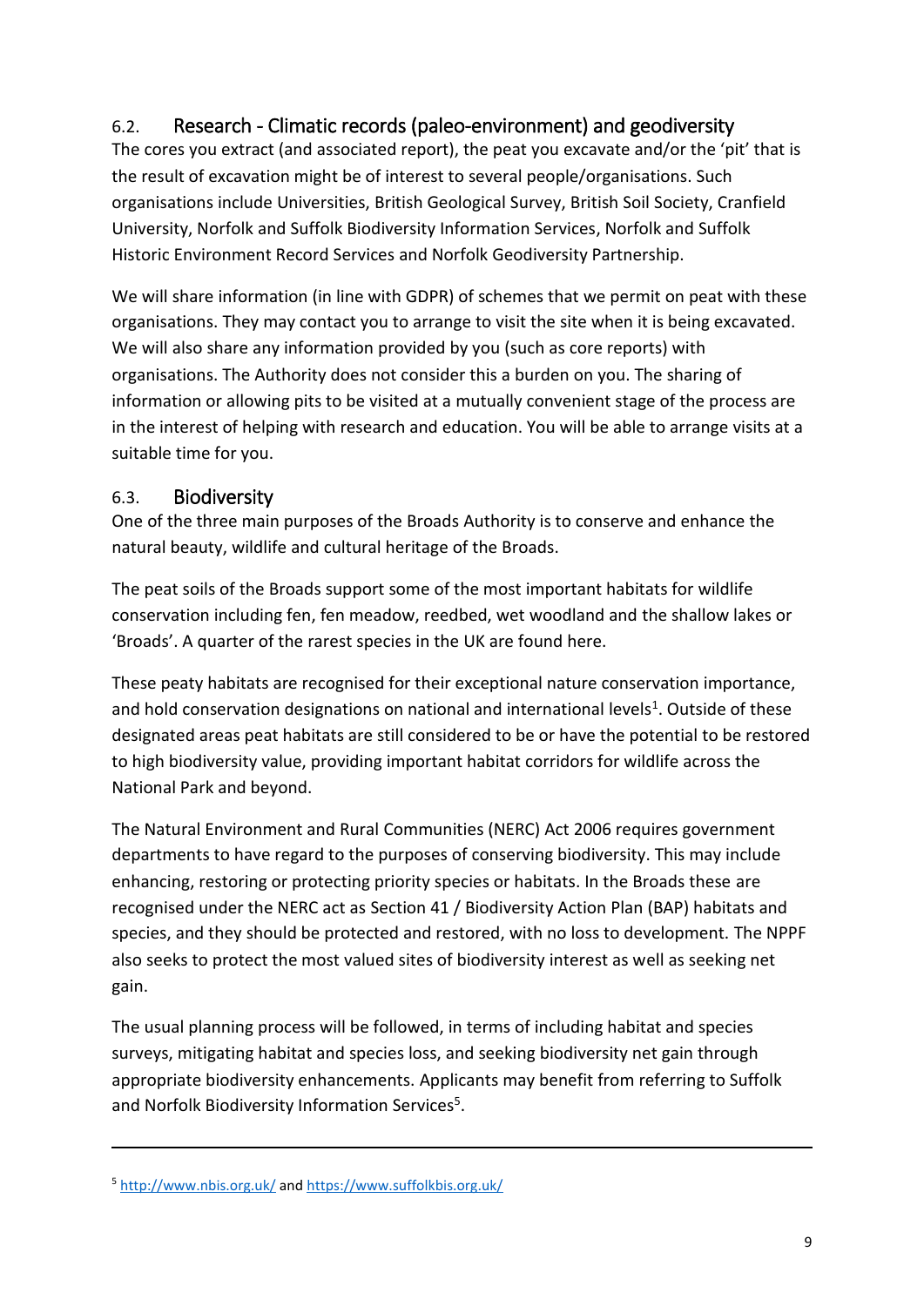## 6.2. Research - Climatic records (paleo-environment) and geodiversity

The cores you extract (and associated report), the peat you excavate and/or the 'pit' that is the result of excavation might be of interest to several people/organisations. Such organisations include Universities, British Geological Survey, British Soil Society, Cranfield University, Norfolk and Suffolk Biodiversity Information Services, Norfolk and Suffolk Historic Environment Record Services and Norfolk Geodiversity Partnership.

We will share information (in line with GDPR) of schemes that we permit on peat with these organisations. They may contact you to arrange to visit the site when it is being excavated. We will also share any information provided by you (such as core reports) with organisations. The Authority does not consider this a burden on you. The sharing of information or allowing pits to be visited at a mutually convenient stage of the process are in the interest of helping with research and education. You will be able to arrange visits at a suitable time for you.

## 6.3. Biodiversity

One of the three main purposes of the Broads Authority is to conserve and enhance the natural beauty, wildlife and cultural heritage of the Broads.

The peat soils of the Broads support some of the most important habitats for wildlife conservation including fen, fen meadow, reedbed, wet woodland and the shallow lakes or 'Broads'. A quarter of the rarest species in the UK are found here.

These peaty habitats are recognised for their exceptional nature conservation importance, and hold conservation designations on national and international levels[1]. Outside of these designated areas peat habitats are still considered to be or have the potential to be restored to high biodiversity value, providing important habitat corridors for wildlife across the National Park and beyond.

The Natural Environment and Rural Communities (NERC) Act 2006 requires government departments to have regard to the purposes of conserving biodiversity. This may include enhancing, restoring or protecting priority species or habitats. In the Broads these are recognised under the NERC act as Section 41 / Biodiversity Action Plan (BAP) habitats and species, and they should be protected and restored, with no loss to development. The NPPF also seeks to protect the most valued sites of biodiversity interest as well as seeking net gain.

The usual planning process will be followed, in terms of including habitat and species surveys, mitigating habitat and species loss, and seeking biodiversity net gain through appropriate biodiversity enhancements. Applicants may benefit from referring to Suffolk and Norfolk Biodiversity Information Services[5].

---

[5] http://www.nbis.org.uk/ and https://www.suffolkbis.org.uk/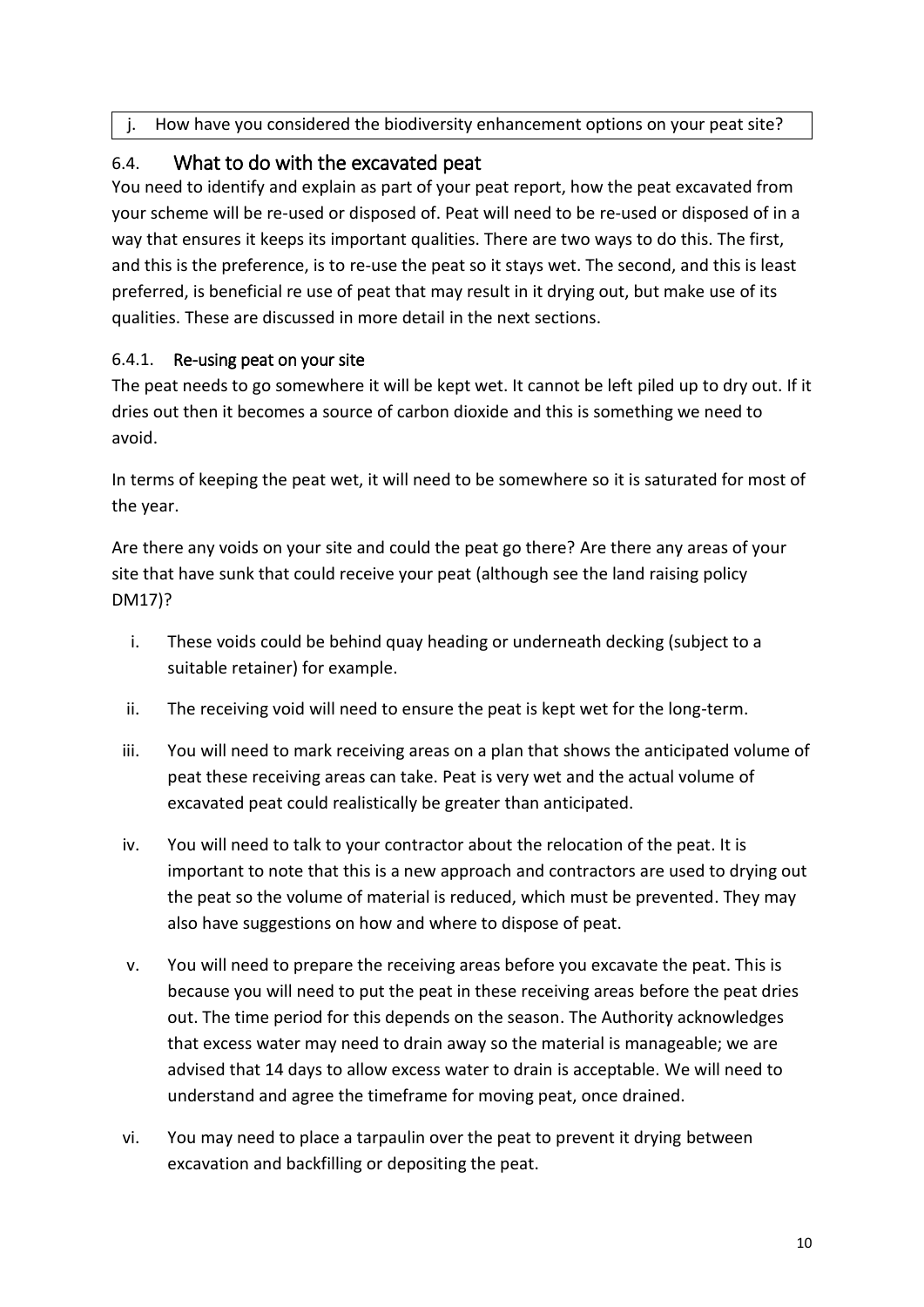j. How have you considered the biodiversity enhancement options on your peat site?

## 6.4. What to do with the excavated peat

You need to identify and explain as part of your peat report, how the peat excavated from your scheme will be re-used or disposed of. Peat will need to be re-used or disposed of in a way that ensures it keeps its important qualities. There are two ways to do this. The first, and this is the preference, is to re-use the peat so it stays wet. The second, and this is least preferred, is beneficial re use of peat that may result in it drying out, but make use of its qualities. These are discussed in more detail in the next sections.

### 6.4.1. Re-using peat on your site

The peat needs to go somewhere it will be kept wet. It cannot be left piled up to dry out. If it dries out then it becomes a source of carbon dioxide and this is something we need to avoid.

In terms of keeping the peat wet, it will need to be somewhere so it is saturated for most of the year.

Are there any voids on your site and could the peat go there? Are there any areas of your site that have sunk that could receive your peat (although see the land raising policy DM17)?

i. These voids could be behind quay heading or underneath decking (subject to a suitable retainer) for example.

ii. The receiving void will need to ensure the peat is kept wet for the long-term.

iii. You will need to mark receiving areas on a plan that shows the anticipated volume of peat these receiving areas can take. Peat is very wet and the actual volume of excavated peat could realistically be greater than anticipated.

iv. You will need to talk to your contractor about the relocation of the peat. It is important to note that this is a new approach and contractors are used to drying out the peat so the volume of material is reduced, which must be prevented. They may also have suggestions on how and where to dispose of peat.

v. You will need to prepare the receiving areas before you excavate the peat. This is because you will need to put the peat in these receiving areas before the peat dries out. The time period for this depends on the season. The Authority acknowledges that excess water may need to drain away so the material is manageable; we are advised that 14 days to allow excess water to drain is acceptable. We will need to understand and agree the timeframe for moving peat, once drained.

vi. You may need to place a tarpaulin over the peat to prevent it drying between excavation and backfilling or depositing the peat.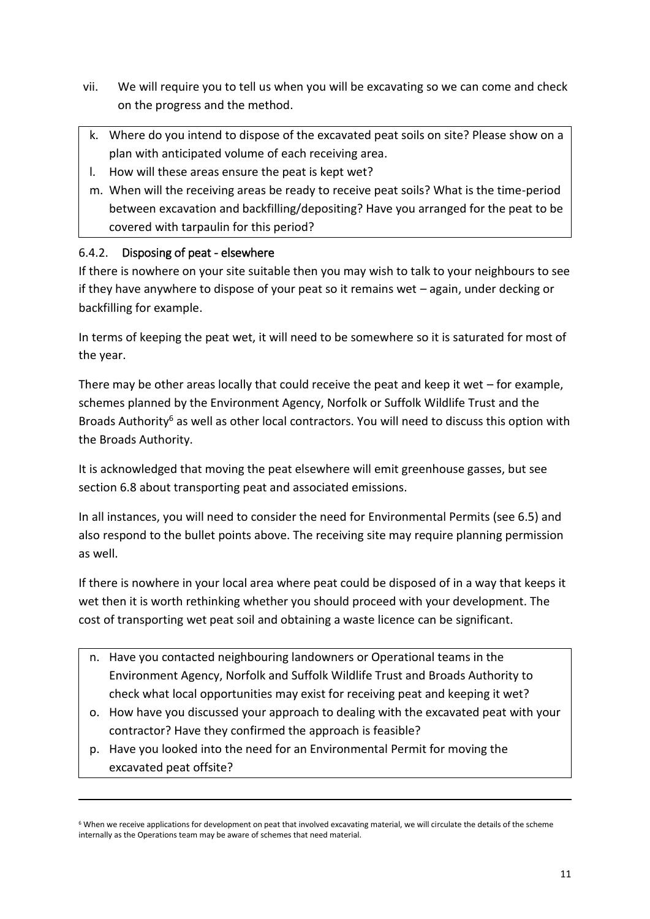vii. We will require you to tell us when you will be excavating so we can come and check on the progress and the method.

> k. Where do you intend to dispose of the excavated peat soils on site? Please show on a plan with anticipated volume of each receiving area.
> l. How will these areas ensure the peat is kept wet?
> m. When will the receiving areas be ready to receive peat soils? What is the time-period between excavation and backfilling/depositing? Have you arranged for the peat to be covered with tarpaulin for this period?

#### 6.4.2. Disposing of peat - elsewhere

If there is nowhere on your site suitable then you may wish to talk to your neighbours to see if they have anywhere to dispose of your peat so it remains wet – again, under decking or backfilling for example.

In terms of keeping the peat wet, it will need to be somewhere so it is saturated for most of the year.

There may be other areas locally that could receive the peat and keep it wet – for example, schemes planned by the Environment Agency, Norfolk or Suffolk Wildlife Trust and the Broads Authority[6] as well as other local contractors. You will need to discuss this option with the Broads Authority.

It is acknowledged that moving the peat elsewhere will emit greenhouse gasses, but see section 6.8 about transporting peat and associated emissions.

In all instances, you will need to consider the need for Environmental Permits (see 6.5) and also respond to the bullet points above. The receiving site may require planning permission as well.

If there is nowhere in your local area where peat could be disposed of in a way that keeps it wet then it is worth rethinking whether you should proceed with your development. The cost of transporting wet peat soil and obtaining a waste licence can be significant.

> n. Have you contacted neighbouring landowners or Operational teams in the Environment Agency, Norfolk and Suffolk Wildlife Trust and Broads Authority to check what local opportunities may exist for receiving peat and keeping it wet?
> o. How have you discussed your approach to dealing with the excavated peat with your contractor? Have they confirmed the approach is feasible?
> p. Have you looked into the need for an Environmental Permit for moving the excavated peat offsite?

---

[6] When we receive applications for development on peat that involved excavating material, we will circulate the details of the scheme internally as the Operations team may be aware of schemes that need material.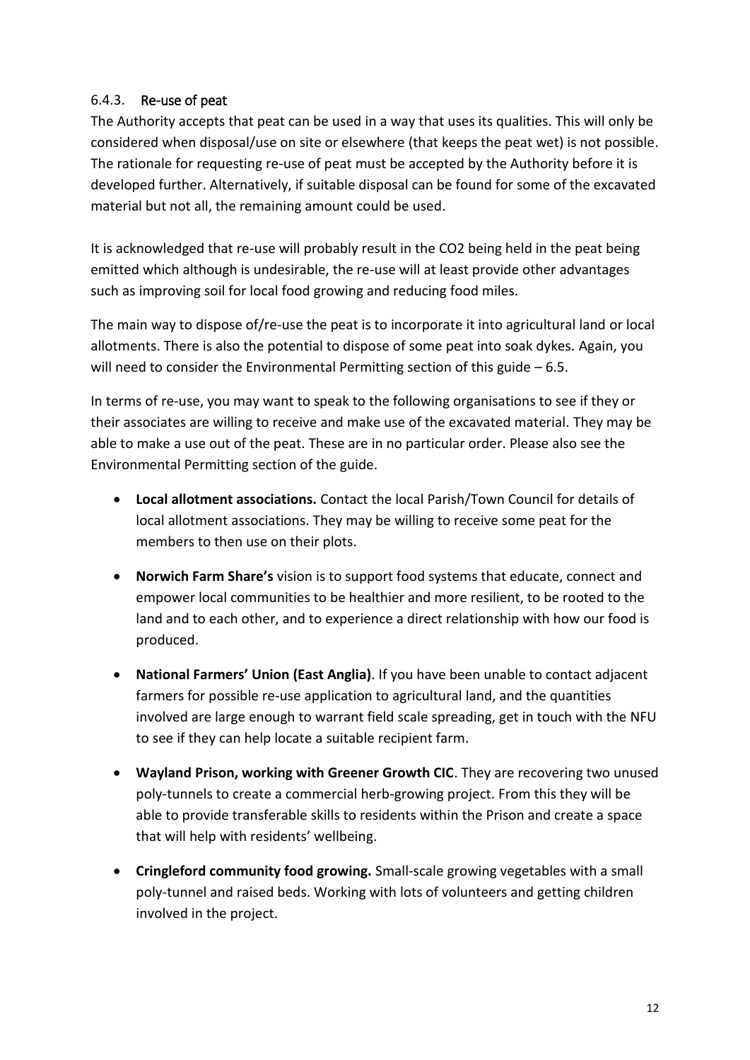### 6.4.3. Re-use of peat

The Authority accepts that peat can be used in a way that uses its qualities. This will only be considered when disposal/use on site or elsewhere (that keeps the peat wet) is not possible. The rationale for requesting re-use of peat must be accepted by the Authority before it is developed further. Alternatively, if suitable disposal can be found for some of the excavated material but not all, the remaining amount could be used.

It is acknowledged that re-use will probably result in the $CO_2$ being held in the peat being emitted which although is undesirable, the re-use will at least provide other advantages such as improving soil for local food growing and reducing food miles.

The main way to dispose of/re-use the peat is to incorporate it into agricultural land or local allotments. There is also the potential to dispose of some peat into soak dykes. Again, you will need to consider the Environmental Permitting section of this guide – 6.5.

In terms of re-use, you may want to speak to the following organisations to see if they or their associates are willing to receive and make use of the excavated material. They may be able to make a use out of the peat. These are in no particular order. Please also see the Environmental Permitting section of the guide.

- **Local allotment associations.** Contact the local Parish/Town Council for details of local allotment associations. They may be willing to receive some peat for the members to then use on their plots.
- **Norwich Farm Share's** vision is to support food systems that educate, connect and empower local communities to be healthier and more resilient, to be rooted to the land and to each other, and to experience a direct relationship with how our food is produced.
- **National Farmers' Union (East Anglia)**. If you have been unable to contact adjacent farmers for possible re-use application to agricultural land, and the quantities involved are large enough to warrant field scale spreading, get in touch with the NFU to see if they can help locate a suitable recipient farm.
- **Wayland Prison, working with Greener Growth CIC**. They are recovering two unused poly-tunnels to create a commercial herb-growing project. From this they will be able to provide transferable skills to residents within the Prison and create a space that will help with residents' wellbeing.
- **Cringleford community food growing.** Small-scale growing vegetables with a small poly-tunnel and raised beds. Working with lots of volunteers and getting children involved in the project.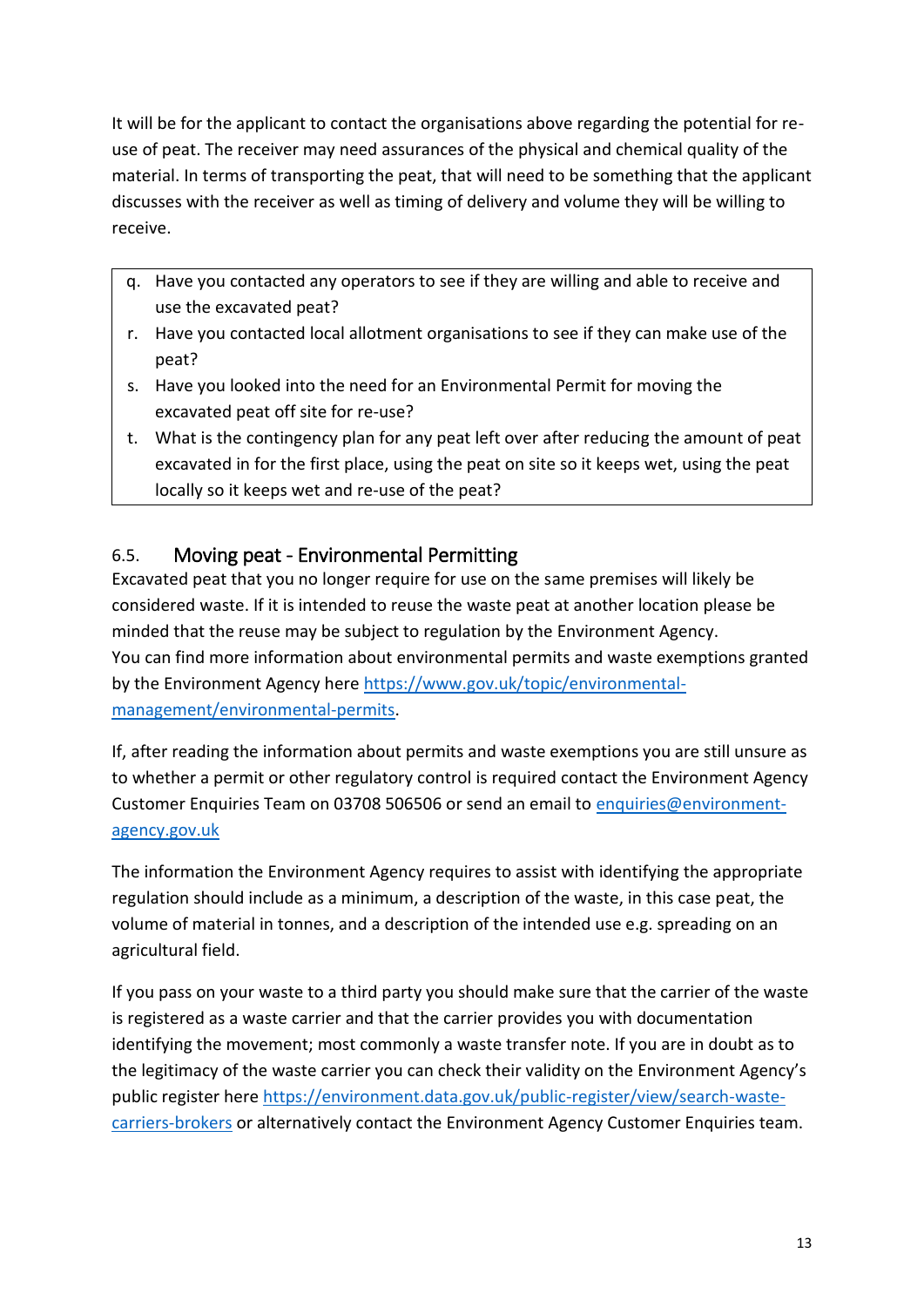It will be for the applicant to contact the organisations above regarding the potential for re-use of peat. The receiver may need assurances of the physical and chemical quality of the material. In terms of transporting the peat, that will need to be something that the applicant discusses with the receiver as well as timing of delivery and volume they will be willing to receive.

> q. Have you contacted any operators to see if they are willing and able to receive and use the excavated peat?
> r. Have you contacted local allotment organisations to see if they can make use of the peat?
> s. Have you looked into the need for an Environmental Permit for moving the excavated peat off site for re-use?
> t. What is the contingency plan for any peat left over after reducing the amount of peat excavated in for the first place, using the peat on site so it keeps wet, using the peat locally so it keeps wet and re-use of the peat?

## 6.5. Moving peat - Environmental Permitting

Excavated peat that you no longer require for use on the same premises will likely be considered waste. If it is intended to reuse the waste peat at another location please be minded that the reuse may be subject to regulation by the Environment Agency.
You can find more information about environmental permits and waste exemptions granted by the Environment Agency here [https://www.gov.uk/topic/environmental-management/environmental-permits](https://www.gov.uk/topic/environmental-management/environmental-permits).

If, after reading the information about permits and waste exemptions you are still unsure as to whether a permit or other regulatory control is required contact the Environment Agency Customer Enquiries Team on 03708 506506 or send an email to [enquiries@environment-agency.gov.uk](mailto:enquiries@environment-agency.gov.uk)

The information the Environment Agency requires to assist with identifying the appropriate regulation should include as a minimum, a description of the waste, in this case peat, the volume of material in tonnes, and a description of the intended use e.g. spreading on an agricultural field.

If you pass on your waste to a third party you should make sure that the carrier of the waste is registered as a waste carrier and that the carrier provides you with documentation identifying the movement; most commonly a waste transfer note. If you are in doubt as to the legitimacy of the waste carrier you can check their validity on the Environment Agency's public register here [https://environment.data.gov.uk/public-register/view/search-waste-carriers-brokers](https://environment.data.gov.uk/public-register/view/search-waste-carriers-brokers) or alternatively contact the Environment Agency Customer Enquiries team.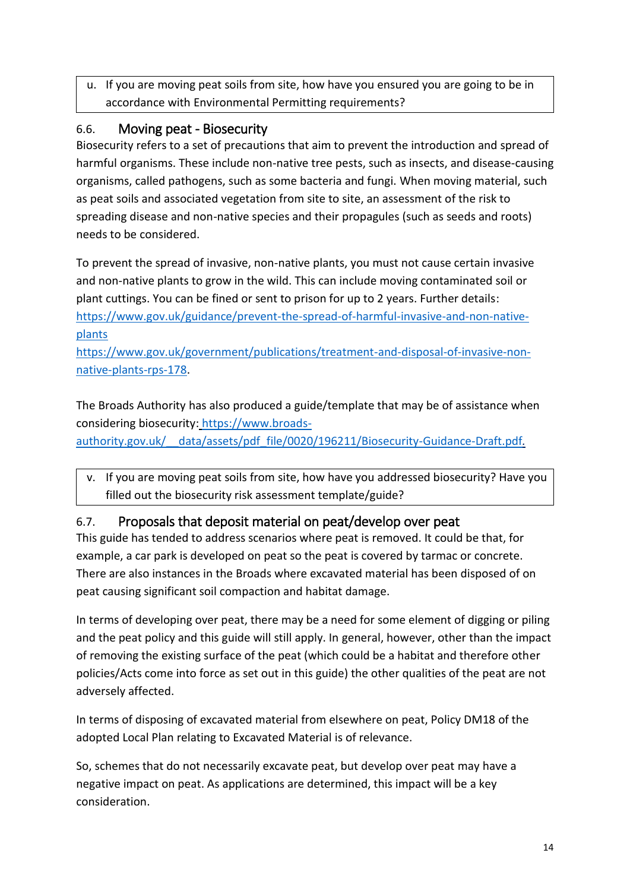u. If you are moving peat soils from site, how have you ensured you are going to be in accordance with Environmental Permitting requirements?

## 6.6. Moving peat - Biosecurity

Biosecurity refers to a set of precautions that aim to prevent the introduction and spread of harmful organisms. These include non-native tree pests, such as insects, and disease-causing organisms, called pathogens, such as some bacteria and fungi. When moving material, such as peat soils and associated vegetation from site to site, an assessment of the risk to spreading disease and non-native species and their propagules (such as seeds and roots) needs to be considered.

To prevent the spread of invasive, non-native plants, you must not cause certain invasive and non-native plants to grow in the wild. This can include moving contaminated soil or plant cuttings. You can be fined or sent to prison for up to 2 years. Further details:
https://www.gov.uk/guidance/prevent-the-spread-of-harmful-invasive-and-non-native-plants
https://www.gov.uk/government/publications/treatment-and-disposal-of-invasive-non-native-plants-rps-178.

The Broads Authority has also produced a guide/template that may be of assistance when considering biosecurity: https://www.broads-authority.gov.uk/__data/assets/pdf_file/0020/196211/Biosecurity-Guidance-Draft.pdf.

v. If you are moving peat soils from site, how have you addressed biosecurity? Have you filled out the biosecurity risk assessment template/guide?

## 6.7. Proposals that deposit material on peat/develop over peat

This guide has tended to address scenarios where peat is removed. It could be that, for example, a car park is developed on peat so the peat is covered by tarmac or concrete. There are also instances in the Broads where excavated material has been disposed of on peat causing significant soil compaction and habitat damage.

In terms of developing over peat, there may be a need for some element of digging or piling and the peat policy and this guide will still apply. In general, however, other than the impact of removing the existing surface of the peat (which could be a habitat and therefore other policies/Acts come into force as set out in this guide) the other qualities of the peat are not adversely affected.

In terms of disposing of excavated material from elsewhere on peat, Policy DM18 of the adopted Local Plan relating to Excavated Material is of relevance.

So, schemes that do not necessarily excavate peat, but develop over peat may have a negative impact on peat. As applications are determined, this impact will be a key consideration.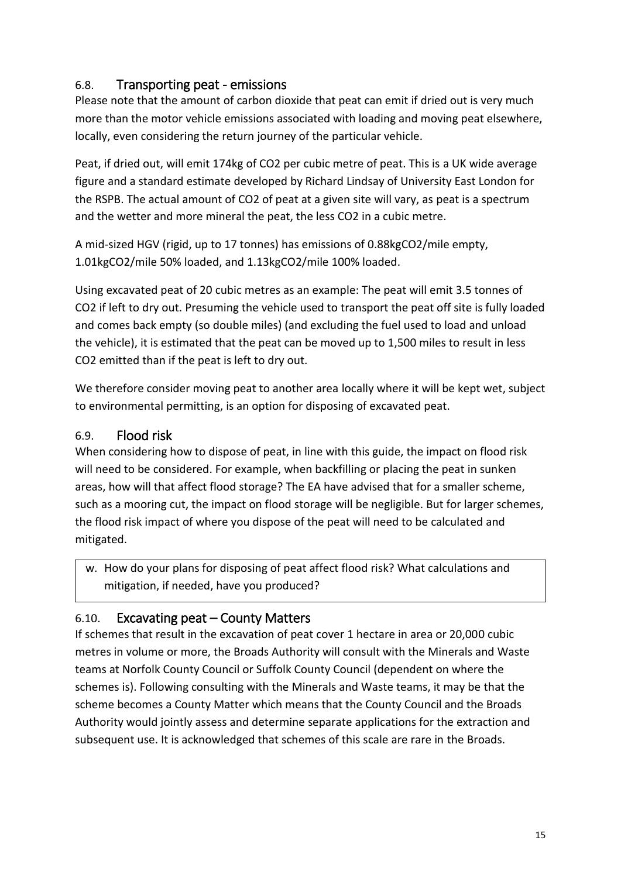### 6.8. Transporting peat - emissions

Please note that the amount of carbon dioxide that peat can emit if dried out is very much more than the motor vehicle emissions associated with loading and moving peat elsewhere, locally, even considering the return journey of the particular vehicle.

Peat, if dried out, will emit 174kg of $CO_2$ per cubic metre of peat. This is a UK wide average figure and a standard estimate developed by Richard Lindsay of University East London for the RSPB. The actual amount of $CO_2$ of peat at a given site will vary, as peat is a spectrum and the wetter and more mineral the peat, the less $CO_2$ in a cubic metre.

A mid-sized HGV (rigid, up to 17 tonnes) has emissions of 0.88kg$CO_2$/mile empty, 1.01kg$CO_2$/mile 50% loaded, and 1.13kg$CO_2$/mile 100% loaded.

Using excavated peat of 20 cubic metres as an example: The peat will emit 3.5 tonnes of $CO_2$ if left to dry out. Presuming the vehicle used to transport the peat off site is fully loaded and comes back empty (so double miles) (and excluding the fuel used to load and unload the vehicle), it is estimated that the peat can be moved up to 1,500 miles to result in less $CO_2$ emitted than if the peat is left to dry out.

We therefore consider moving peat to another area locally where it will be kept wet, subject to environmental permitting, is an option for disposing of excavated peat.

### 6.9. Flood risk

When considering how to dispose of peat, in line with this guide, the impact on flood risk will need to be considered. For example, when backfilling or placing the peat in sunken areas, how will that affect flood storage? The EA have advised that for a smaller scheme, such as a mooring cut, the impact on flood storage will be negligible. But for larger schemes, the flood risk impact of where you dispose of the peat will need to be calculated and mitigated.

> w. How do your plans for disposing of peat affect flood risk? What calculations and mitigation, if needed, have you produced?

### 6.10. Excavating peat – County Matters

If schemes that result in the excavation of peat cover 1 hectare in area or 20,000 cubic metres in volume or more, the Broads Authority will consult with the Minerals and Waste teams at Norfolk County Council or Suffolk County Council (dependent on where the schemes is). Following consulting with the Minerals and Waste teams, it may be that the scheme becomes a County Matter which means that the County Council and the Broads Authority would jointly assess and determine separate applications for the extraction and subsequent use. It is acknowledged that schemes of this scale are rare in the Broads.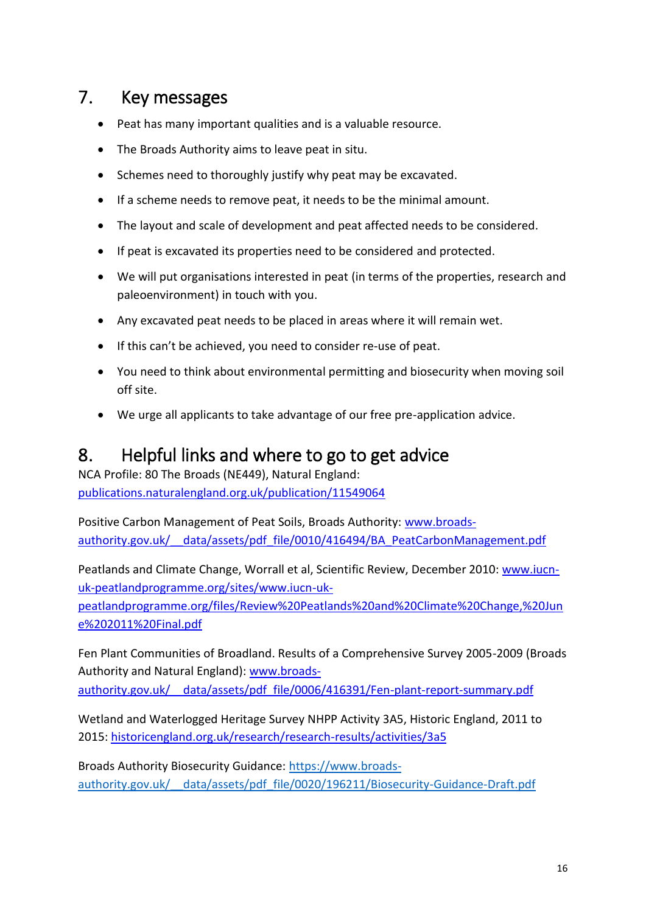## 7. Key messages

- Peat has many important qualities and is a valuable resource.
- The Broads Authority aims to leave peat in situ.
- Schemes need to thoroughly justify why peat may be excavated.
- If a scheme needs to remove peat, it needs to be the minimal amount.
- The layout and scale of development and peat affected needs to be considered.
- If peat is excavated its properties need to be considered and protected.
- We will put organisations interested in peat (in terms of the properties, research and paleoenvironment) in touch with you.
- Any excavated peat needs to be placed in areas where it will remain wet.
- If this can't be achieved, you need to consider re-use of peat.
- You need to think about environmental permitting and biosecurity when moving soil off site.
- We urge all applicants to take advantage of our free pre-application advice.

## 8. Helpful links and where to go to get advice

NCA Profile: 80 The Broads (NE449), Natural England: publications.naturalengland.org.uk/publication/11549064

Positive Carbon Management of Peat Soils, Broads Authority: www.broads-authority.gov.uk/__data/assets/pdf_file/0010/416494/BA_PeatCarbonManagement.pdf

Peatlands and Climate Change, Worrall et al, Scientific Review, December 2010: www.iucn-uk-peatlandprogramme.org/sites/www.iucn-uk-peatlandprogramme.org/files/Review%20Peatlands%20and%20Climate%20Change,%20June%202011%20Final.pdf

Fen Plant Communities of Broadland. Results of a Comprehensive Survey 2005-2009 (Broads Authority and Natural England): www.broads-authority.gov.uk/__data/assets/pdf_file/0006/416391/Fen-plant-report-summary.pdf

Wetland and Waterlogged Heritage Survey NHPP Activity 3A5, Historic England, 2011 to 2015: historicengland.org.uk/research/research-results/activities/3a5

Broads Authority Biosecurity Guidance: https://www.broads-authority.gov.uk/__data/assets/pdf_file/0020/196211/Biosecurity-Guidance-Draft.pdf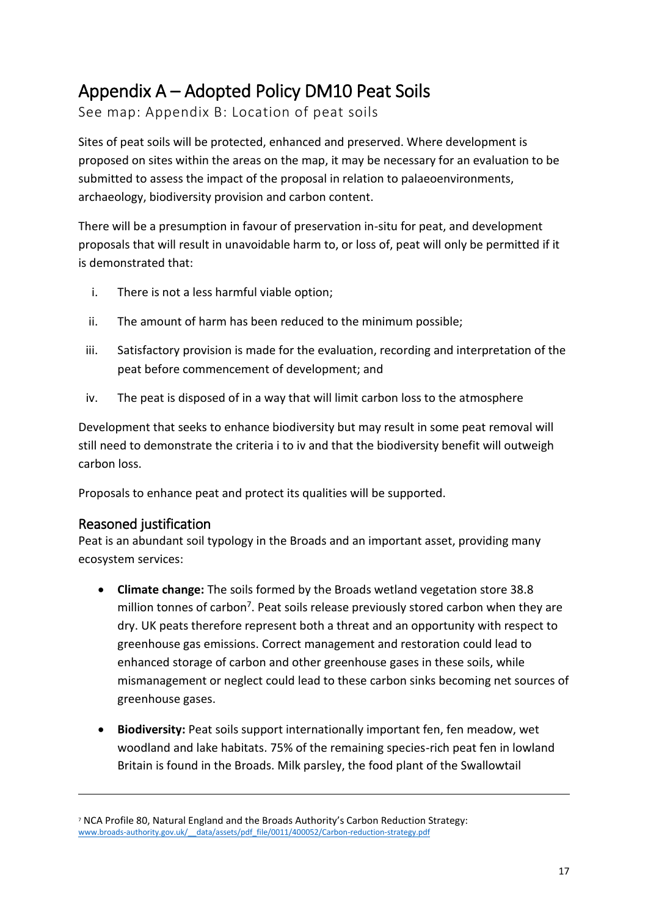# Appendix A – Adopted Policy DM10 Peat Soils

See map: Appendix B: Location of peat soils

Sites of peat soils will be protected, enhanced and preserved. Where development is proposed on sites within the areas on the map, it may be necessary for an evaluation to be submitted to assess the impact of the proposal in relation to palaeoenvironments, archaeology, biodiversity provision and carbon content.

There will be a presumption in favour of preservation in-situ for peat, and development proposals that will result in unavoidable harm to, or loss of, peat will only be permitted if it is demonstrated that:

i. There is not a less harmful viable option;

ii. The amount of harm has been reduced to the minimum possible;

iii. Satisfactory provision is made for the evaluation, recording and interpretation of the peat before commencement of development; and

iv. The peat is disposed of in a way that will limit carbon loss to the atmosphere

Development that seeks to enhance biodiversity but may result in some peat removal will still need to demonstrate the criteria i to iv and that the biodiversity benefit will outweigh carbon loss.

Proposals to enhance peat and protect its qualities will be supported.

## Reasoned justification

Peat is an abundant soil typology in the Broads and an important asset, providing many ecosystem services:

- **Climate change:** The soils formed by the Broads wetland vegetation store 38.8 million tonnes of carbon[7]. Peat soils release previously stored carbon when they are dry. UK peats therefore represent both a threat and an opportunity with respect to greenhouse gas emissions. Correct management and restoration could lead to enhanced storage of carbon and other greenhouse gases in these soils, while mismanagement or neglect could lead to these carbon sinks becoming net sources of greenhouse gases.

- **Biodiversity:** Peat soils support internationally important fen, fen meadow, wet woodland and lake habitats. 75% of the remaining species-rich peat fen in lowland Britain is found in the Broads. Milk parsley, the food plant of the Swallowtail

---

[7] NCA Profile 80, Natural England and the Broads Authority's Carbon Reduction Strategy: www.broads-authority.gov.uk/__data/assets/pdf_file/0011/400052/Carbon-reduction-strategy.pdf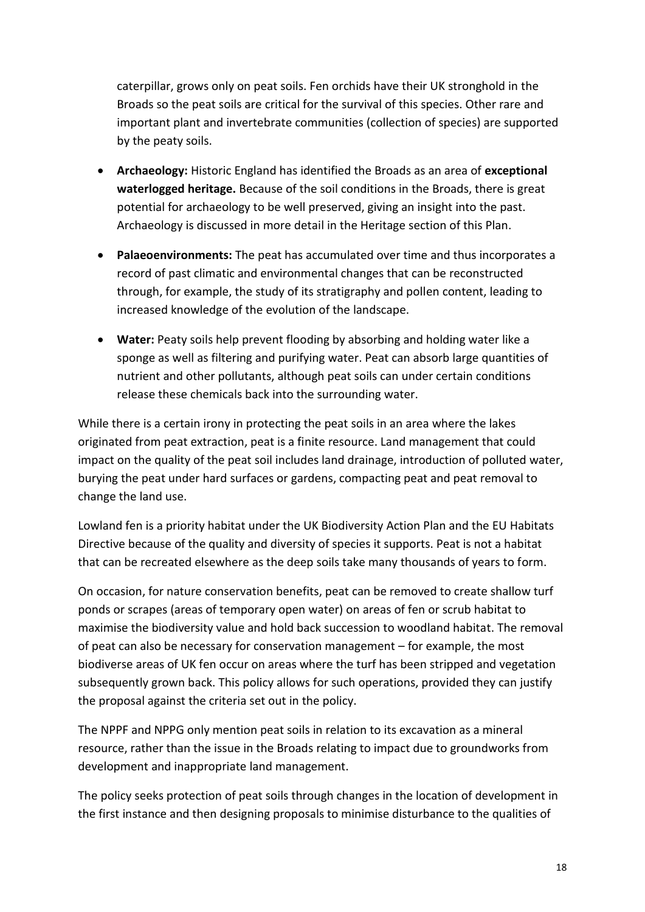caterpillar, grows only on peat soils. Fen orchids have their UK stronghold in the Broads so the peat soils are critical for the survival of this species. Other rare and important plant and invertebrate communities (collection of species) are supported by the peaty soils.

- **Archaeology:** Historic England has identified the Broads as an area of **exceptional waterlogged heritage.** Because of the soil conditions in the Broads, there is great potential for archaeology to be well preserved, giving an insight into the past. Archaeology is discussed in more detail in the Heritage section of this Plan.
- **Palaeoenvironments:** The peat has accumulated over time and thus incorporates a record of past climatic and environmental changes that can be reconstructed through, for example, the study of its stratigraphy and pollen content, leading to increased knowledge of the evolution of the landscape.
- **Water:** Peaty soils help prevent flooding by absorbing and holding water like a sponge as well as filtering and purifying water. Peat can absorb large quantities of nutrient and other pollutants, although peat soils can under certain conditions release these chemicals back into the surrounding water.

While there is a certain irony in protecting the peat soils in an area where the lakes originated from peat extraction, peat is a finite resource. Land management that could impact on the quality of the peat soil includes land drainage, introduction of polluted water, burying the peat under hard surfaces or gardens, compacting peat and peat removal to change the land use.

Lowland fen is a priority habitat under the UK Biodiversity Action Plan and the EU Habitats Directive because of the quality and diversity of species it supports. Peat is not a habitat that can be recreated elsewhere as the deep soils take many thousands of years to form.

On occasion, for nature conservation benefits, peat can be removed to create shallow turf ponds or scrapes (areas of temporary open water) on areas of fen or scrub habitat to maximise the biodiversity value and hold back succession to woodland habitat. The removal of peat can also be necessary for conservation management – for example, the most biodiverse areas of UK fen occur on areas where the turf has been stripped and vegetation subsequently grown back. This policy allows for such operations, provided they can justify the proposal against the criteria set out in the policy.

The NPPF and NPPG only mention peat soils in relation to its excavation as a mineral resource, rather than the issue in the Broads relating to impact due to groundworks from development and inappropriate land management.

The policy seeks protection of peat soils through changes in the location of development in the first instance and then designing proposals to minimise disturbance to the qualities of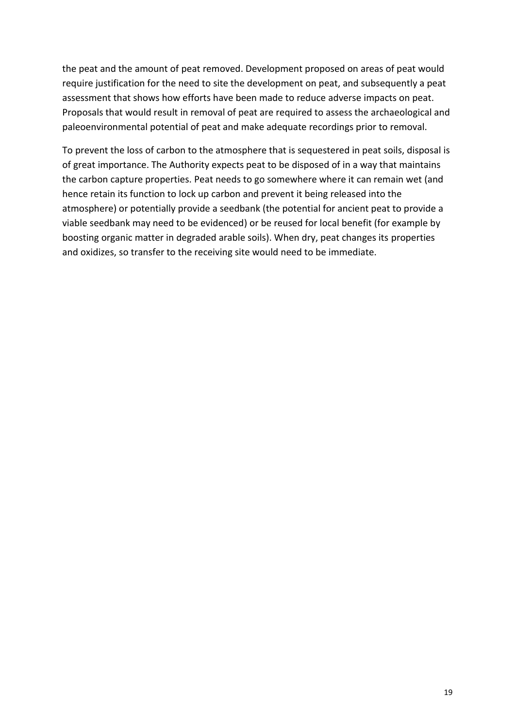the peat and the amount of peat removed. Development proposed on areas of peat would require justification for the need to site the development on peat, and subsequently a peat assessment that shows how efforts have been made to reduce adverse impacts on peat. Proposals that would result in removal of peat are required to assess the archaeological and paleoenvironmental potential of peat and make adequate recordings prior to removal.

To prevent the loss of carbon to the atmosphere that is sequestered in peat soils, disposal is of great importance. The Authority expects peat to be disposed of in a way that maintains the carbon capture properties. Peat needs to go somewhere where it can remain wet (and hence retain its function to lock up carbon and prevent it being released into the atmosphere) or potentially provide a seedbank (the potential for ancient peat to provide a viable seedbank may need to be evidenced) or be reused for local benefit (for example by boosting organic matter in degraded arable soils). When dry, peat changes its properties and oxidizes, so transfer to the receiving site would need to be immediate.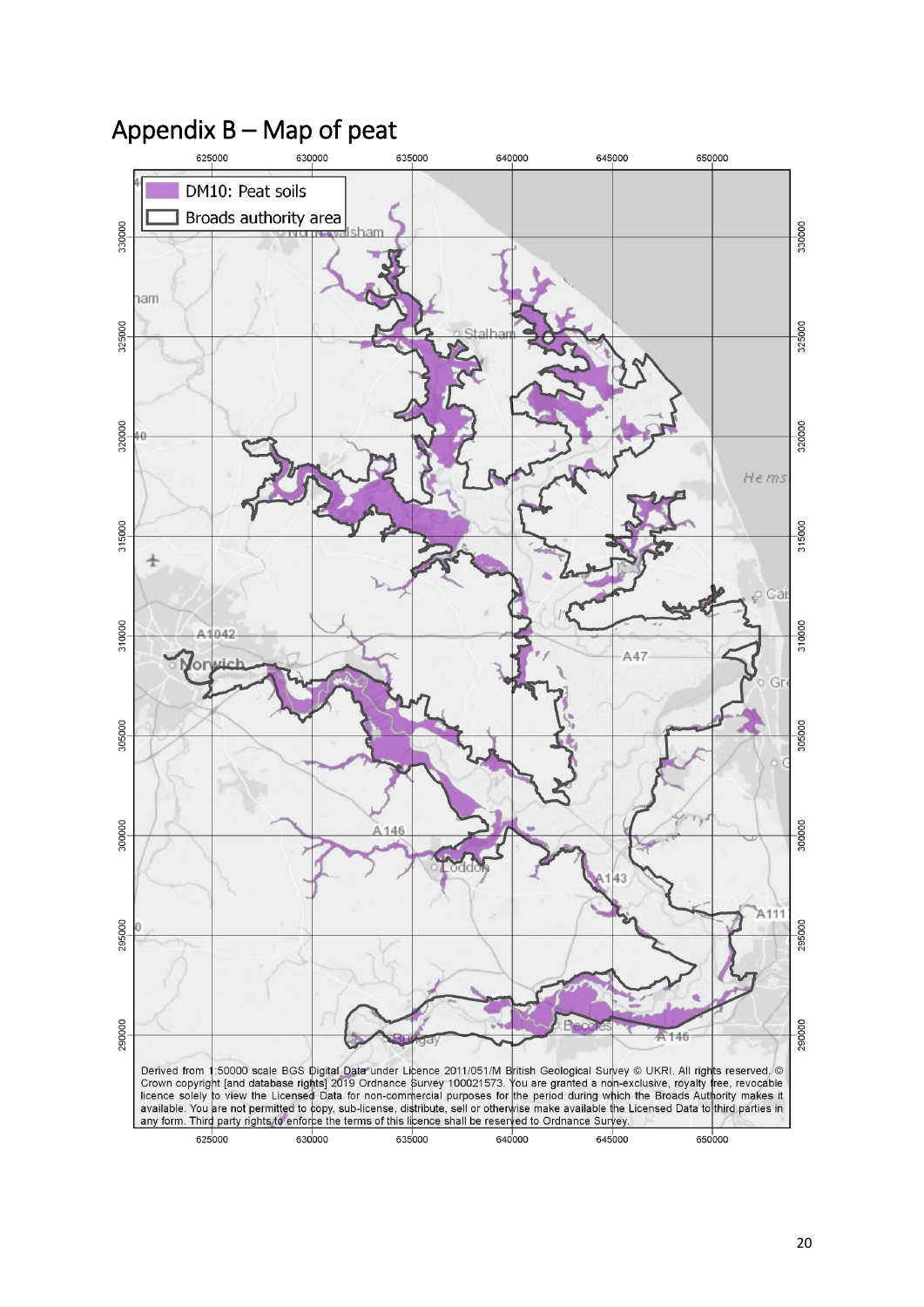# Appendix B – Map of peat

DM10: Peat soils

Broads authority area

Derived from 1:50000 scale BGS Digital Data under Licence 2011/051/M British Geological Survey © UKRI. All rights reserved. © Crown copyright [and database rights] 2019 Ordnance Survey 100021573. You are granted a non-exclusive, royalty free, revocable licence solely to view the Licensed Data for non-commercial purposes for the period during which the Broads Authority makes it available. You are not permitted to copy, sub-license, distribute, sell or otherwise make available the Licensed Data to third parties in any form. Third party rights to enforce the terms of this licence shall be reserved to Ordnance Survey.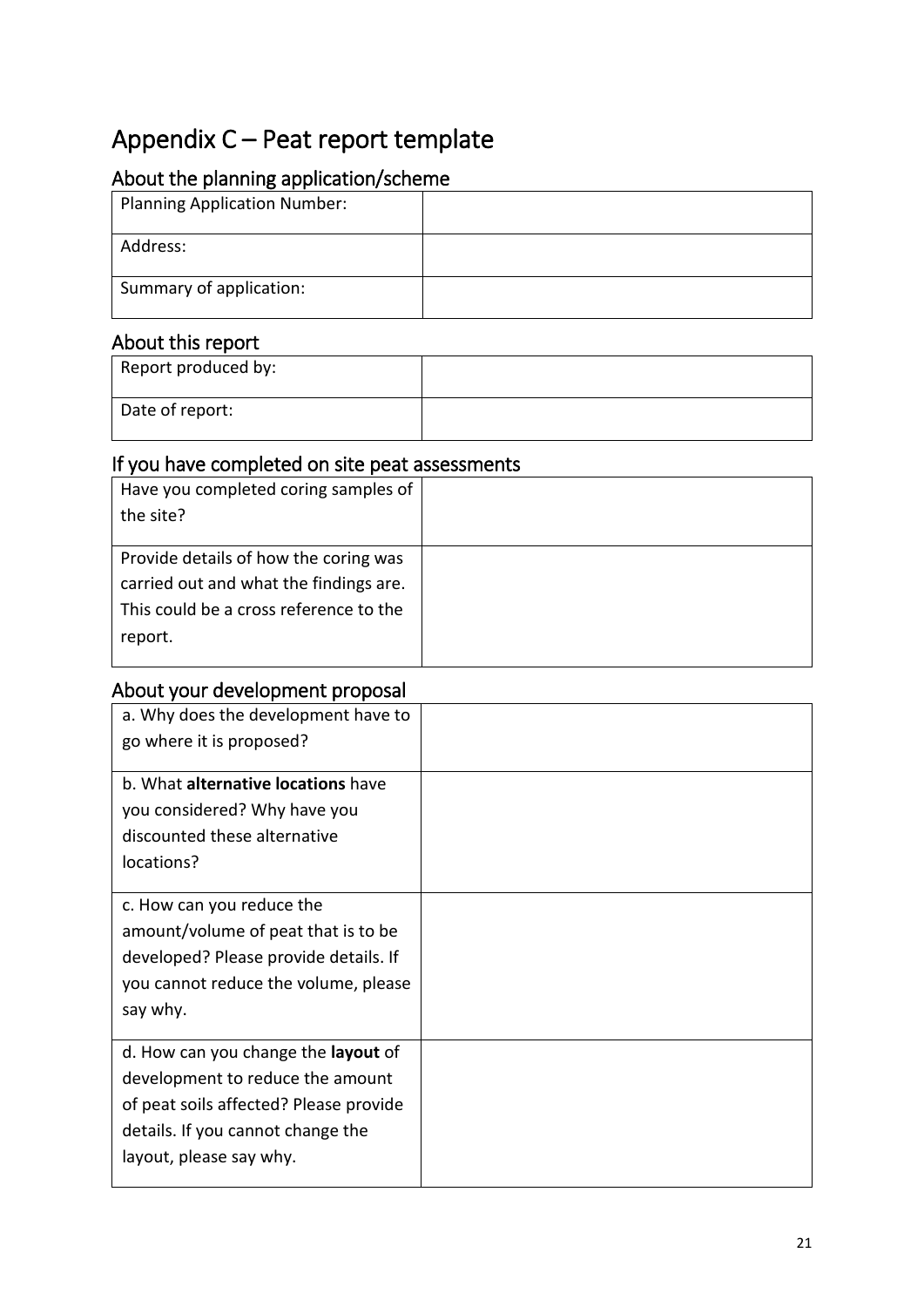# Appendix C – Peat report template

## About the planning application/scheme

| | |
|---|---|
| Planning Application Number: | |
| Address: | |
| Summary of application: | |

## About this report

| | |
|---|---|
| Report produced by: | |
| Date of report: | |

## If you have completed on site peat assessments

| | |
|---|---|
| Have you completed coring samples of the site? | |
| Provide details of how the coring was carried out and what the findings are. This could be a cross reference to the report. | |

## About your development proposal

| | |
|---|---|
| a. Why does the development have to go where it is proposed? | |
| b. What **alternative locations** have you considered? Why have you discounted these alternative locations? | |
| c. How can you reduce the amount/volume of peat that is to be developed? Please provide details. If you cannot reduce the volume, please say why. | |
| d. How can you change the **layout** of development to reduce the amount of peat soils affected? Please provide details. If you cannot change the layout, please say why. | |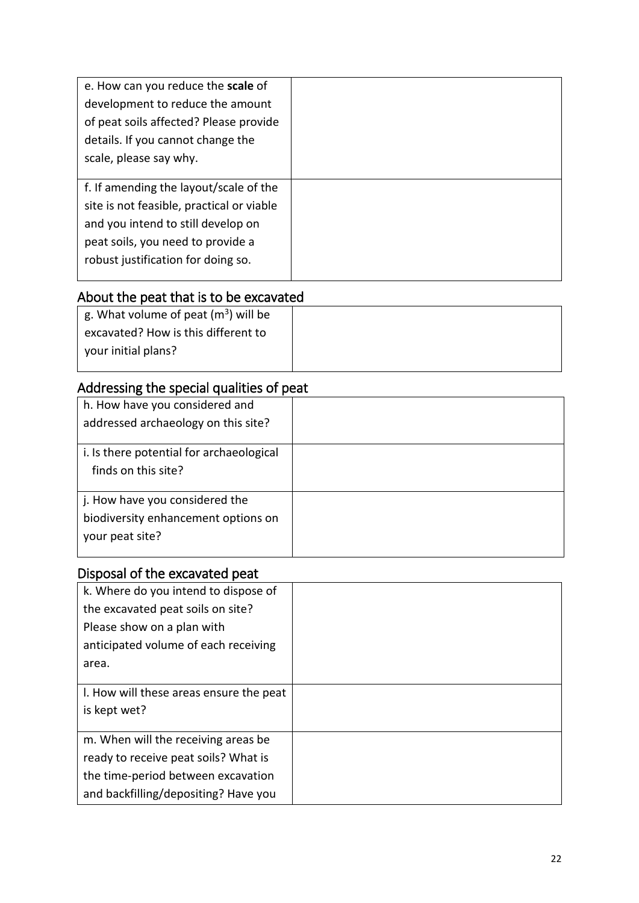| | |
|---|---|
| e. How can you reduce the **scale** of development to reduce the amount of peat soils affected? Please provide details. If you cannot change the scale, please say why. | |
| f. If amending the layout/scale of the site is not feasible, practical or viable and you intend to still develop on peat soils, you need to provide a robust justification for doing so. | |

## About the peat that is to be excavated

| | |
|---|---|
| g. What volume of peat ($m^3$) will be excavated? How is this different to your initial plans? | |

## Addressing the special qualities of peat

| | |
|---|---|
| h. How have you considered and addressed archaeology on this site? | |
| i. Is there potential for archaeological finds on this site? | |
| j. How have you considered the biodiversity enhancement options on your peat site? | |

## Disposal of the excavated peat

| | |
|---|---|
| k. Where do you intend to dispose of the excavated peat soils on site? Please show on a plan with anticipated volume of each receiving area. | |
| l. How will these areas ensure the peat is kept wet? | |
| m. When will the receiving areas be ready to receive peat soils? What is the time-period between excavation and backfilling/depositing? Have you | |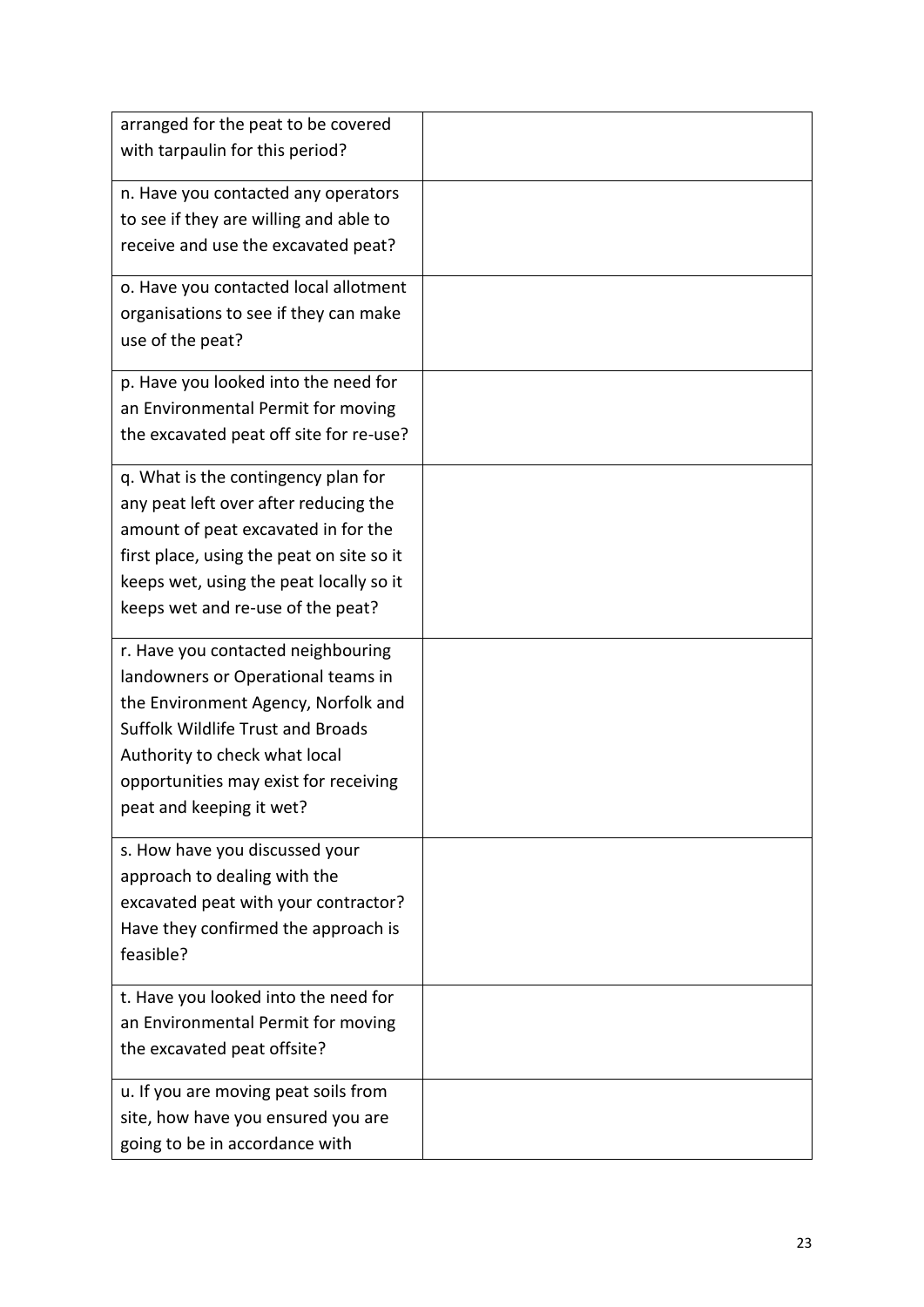| | |
|---|---|
| arranged for the peat to be covered with tarpaulin for this period? | |
| n. Have you contacted any operators to see if they are willing and able to receive and use the excavated peat? | |
| o. Have you contacted local allotment organisations to see if they can make use of the peat? | |
| p. Have you looked into the need for an Environmental Permit for moving the excavated peat off site for re-use? | |
| q. What is the contingency plan for any peat left over after reducing the amount of peat excavated in for the first place, using the peat on site so it keeps wet, using the peat locally so it keeps wet and re-use of the peat? | |
| r. Have you contacted neighbouring landowners or Operational teams in the Environment Agency, Norfolk and Suffolk Wildlife Trust and Broads Authority to check what local opportunities may exist for receiving peat and keeping it wet? | |
| s. How have you discussed your approach to dealing with the excavated peat with your contractor? Have they confirmed the approach is feasible? | |
| t. Have you looked into the need for an Environmental Permit for moving the excavated peat offsite? | |
| u. If you are moving peat soils from site, how have you ensured you are going to be in accordance with | |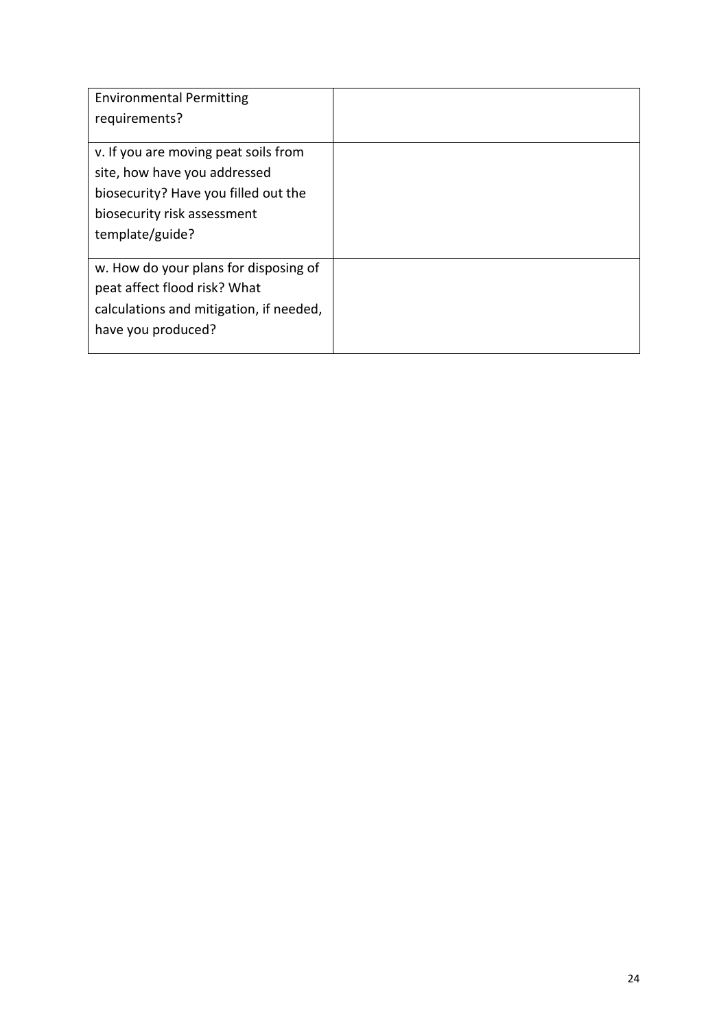| | |
|---|---|
| Environmental Permitting requirements? | |
| v. If you are moving peat soils from site, how have you addressed biosecurity? Have you filled out the biosecurity risk assessment template/guide? | |
| w. How do your plans for disposing of peat affect flood risk? What calculations and mitigation, if needed, have you produced? | |